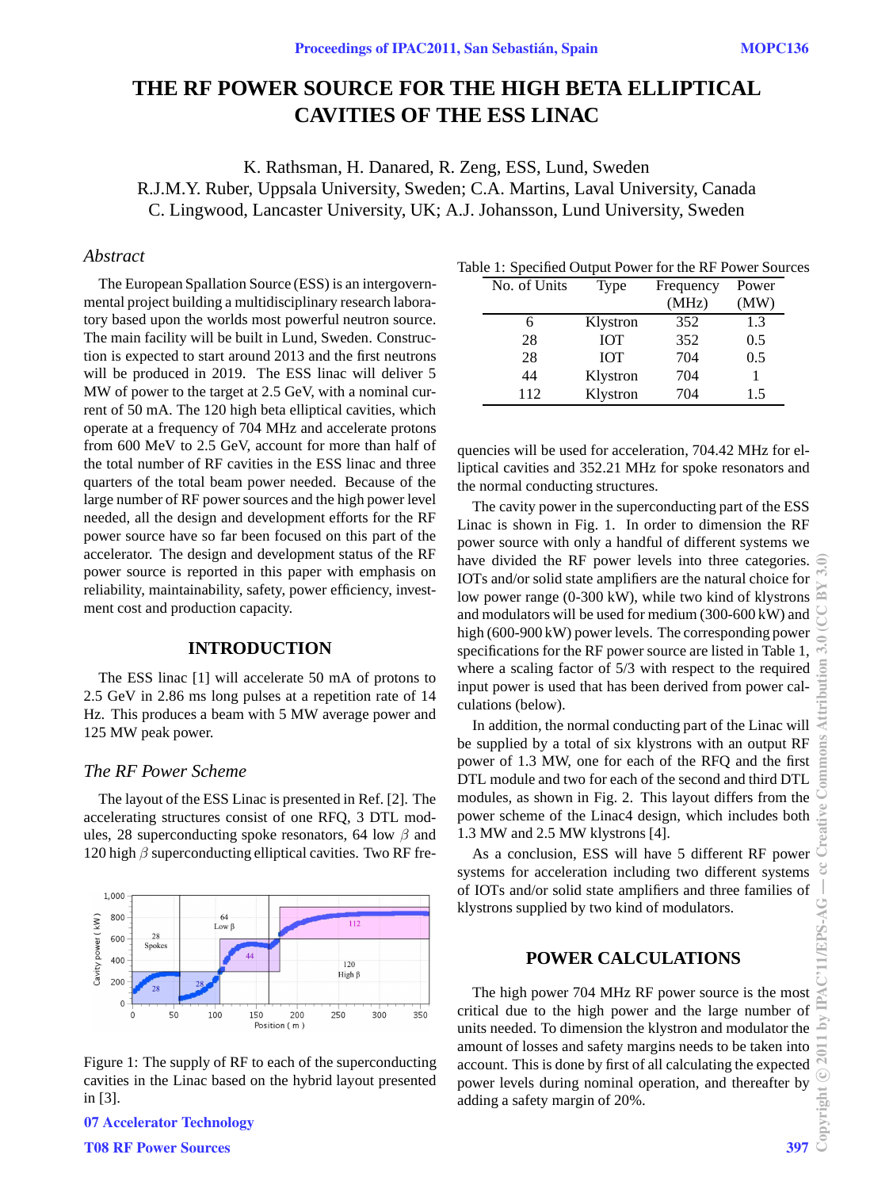# THE RF POWER SOURCE FOR THE HIGH BETA ELLIPTICAL CAVITIES OF THE ESS LINAC

K. Rathsman, H. Danared, R. Zeng, ESS, Lund, Sweden
R.J.M.Y. Ruber, Uppsala University, Sweden; C.A. Martins, Laval University, Canada
C. Lingwood, Lancaster University, UK; A.J. Johansson, Lund University, Sweden

## *Abstract*

The European Spallation Source (ESS) is an intergovernmental project building a multidisciplinary research laboratory based upon the worlds most powerful neutron source. The main facility will be built in Lund, Sweden. Construction is expected to start around 2013 and the first neutrons will be produced in 2019. The ESS linac will deliver 5 MW of power to the target at 2.5 GeV, with a nominal current of 50 mA. The 120 high beta elliptical cavities, which operate at a frequency of 704 MHz and accelerate protons from 600 MeV to 2.5 GeV, account for more than half of the total number of RF cavities in the ESS linac and three quarters of the total beam power needed. Because of the large number of RF power sources and the high power level needed, all the design and development efforts for the RF power source have so far been focused on this part of the accelerator. The design and development status of the RF power source is reported in this paper with emphasis on reliability, maintainability, safety, power efficiency, investment cost and production capacity.

## INTRODUCTION

The ESS linac [1] will accelerate 50 mA of protons to 2.5 GeV in 2.86 ms long pulses at a repetition rate of 14 Hz. This produces a beam with 5 MW average power and 125 MW peak power.

### *The RF Power Scheme*

The layout of the ESS Linac is presented in Ref. [2]. The accelerating structures consist of one RFQ, 3 DTL modules, 28 superconducting spoke resonators, 64 low $\beta$ and 120 high $\beta$ superconducting elliptical cavities. Two RF frequencies will be used for acceleration, 704.42 MHz for elliptical cavities and 352.21 MHz for spoke resonators and the normal conducting structures.

Figure 1: The supply of RF to each of the superconducting cavities in the Linac based on the hybrid layout presented in [3].

Table 1: Specified Output Power for the RF Power Sources

| No. of Units | Type | Frequency (MHz) | Power (MW) |
|---|---|---|---|
| 6 | Klystron | 352 | 1.3 |
| 28 | IOT | 352 | 0.5 |
| 28 | IOT | 704 | 0.5 |
| 44 | Klystron | 704 | 1 |
| 112 | Klystron | 704 | 1.5 |

The cavity power in the superconducting part of the ESS Linac is shown in Fig. 1. In order to dimension the RF power source with only a handful of different systems we have divided the RF power levels into three categories. IOTs and/or solid state amplifiers are the natural choice for low power range (0-300 kW), while two kind of klystrons and modulators will be used for medium (300-600 kW) and high (600-900 kW) power levels. The corresponding power specifications for the RF power source are listed in Table 1, where a scaling factor of 5/3 with respect to the required input power is used that has been derived from power calculations (below).

In addition, the normal conducting part of the Linac will be supplied by a total of six klystrons with an output RF power of 1.3 MW, one for each of the RFQ and the first DTL module and two for each of the second and third DTL modules, as shown in Fig. 2. This layout differs from the power scheme of the Linac4 design, which includes both 1.3 MW and 2.5 MW klystrons [4].

As a conclusion, ESS will have 5 different RF power systems for acceleration including two different systems of IOTs and/or solid state amplifiers and three families of klystrons supplied by two kind of modulators.

## POWER CALCULATIONS

The high power 704 MHz RF power source is the most critical due to the high power and the large number of units needed. To dimension the klystron and modulator the amount of losses and safety margins needs to be taken into account. This is done by first of all calculating the expected power levels during nominal operation, and thereafter by adding a safety margin of 20%.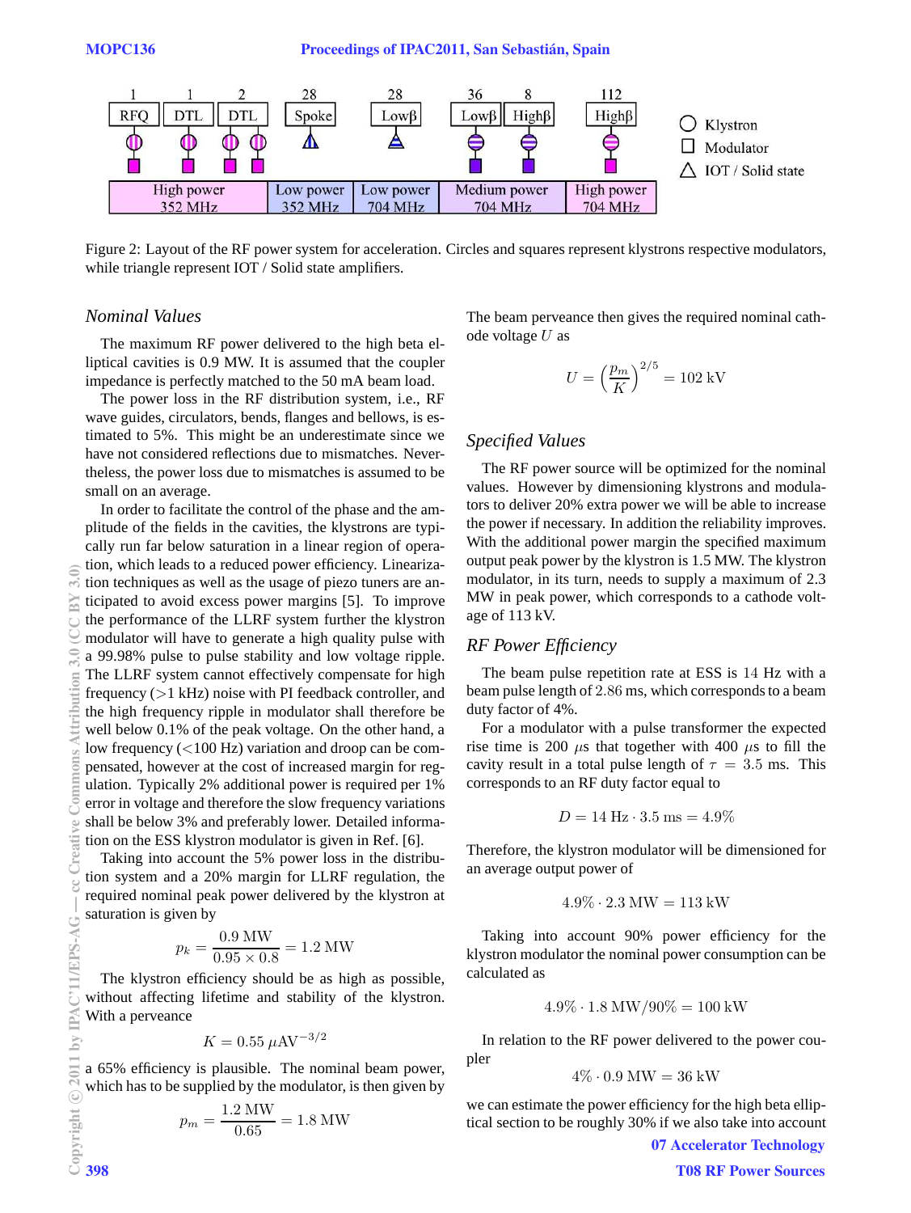Figure 2: Layout of the RF power system for acceleration. Circles and squares represent klystrons respective modulators, while triangle represent IOT / Solid state amplifiers.

### Nominal Values

The maximum RF power delivered to the high beta elliptical cavities is 0.9 MW. It is assumed that the coupler impedance is perfectly matched to the 50 mA beam load.

The power loss in the RF distribution system, i.e., RF wave guides, circulators, bends, flanges and bellows, is estimated to 5%. This might be an underestimate since we have not considered reflections due to mismatches. Nevertheless, the power loss due to mismatches is assumed to be small on an average.

In order to facilitate the control of the phase and the amplitude of the fields in the cavities, the klystrons are typically run far below saturation in a linear region of operation, which leads to a reduced power efficiency. Linearization techniques as well as the usage of piezo tuners are anticipated to avoid excess power margins [5]. To improve the performance of the LLRF system further the klystron modulator will have to generate a high quality pulse with a 99.98% pulse to pulse stability and low voltage ripple. The LLRF system cannot effectively compensate for high frequency (>1 kHz) noise with PI feedback controller, and the high frequency ripple in modulator shall therefore be well below 0.1% of the peak voltage. On the other hand, a low frequency (<100 Hz) variation and droop can be compensated, however at the cost of increased margin for regulation. Typically 2% additional power is required per 1% error in voltage and therefore the slow frequency variations shall be below 3% and preferably lower. Detailed information on the ESS klystron modulator is given in Ref. [6].

Taking into account the 5% power loss in the distribution system and a 20% margin for LLRF regulation, the required nominal peak power delivered by the klystron at saturation is given by

$$p_k = \frac{0.9\text{ MW}}{0.95 \times 0.8} = 1.2\text{ MW}$$

The klystron efficiency should be as high as possible, without affecting lifetime and stability of the klystron. With a perveance

$$K = 0.55\ \mu\text{AV}^{-3/2}$$

a 65% efficiency is plausible. The nominal beam power, which has to be supplied by the modulator, is then given by

$$p_m = \frac{1.2\text{ MW}}{0.65} = 1.8\text{ MW}$$

The beam perveance then gives the required nominal cathode voltage $U$ as

$$U = \left(\frac{p_m}{K}\right)^{2/5} = 102\text{ kV}$$

### Specified Values

The RF power source will be optimized for the nominal values. However by dimensioning klystrons and modulators to deliver 20% extra power we will be able to increase the power if necessary. In addition the reliability improves. With the additional power margin the specified maximum output peak power by the klystron is 1.5 MW. The klystron modulator, in its turn, needs to supply a maximum of 2.3 MW in peak power, which corresponds to a cathode voltage of 113 kV.

### RF Power Efficiency

The beam pulse repetition rate at ESS is 14 Hz with a beam pulse length of 2.86 ms, which corresponds to a beam duty factor of 4%.

For a modulator with a pulse transformer the expected rise time is 200 $\mu$s that together with 400 $\mu$s to fill the cavity result in a total pulse length of $\tau = 3.5$ ms. This corresponds to an RF duty factor equal to

$$D = 14\text{ Hz} \cdot 3.5\text{ ms} = 4.9\%$$

Therefore, the klystron modulator will be dimensioned for an average output power of

$$4.9\% \cdot 2.3\text{ MW} = 113\text{ kW}$$

Taking into account 90% power efficiency for the klystron modulator the nominal power consumption can be calculated as

$$4.9\% \cdot 1.8\text{ MW}/90\% = 100\text{ kW}$$

In relation to the RF power delivered to the power coupler

$$4\% \cdot 0.9\text{ MW} = 36\text{ kW}$$

we can estimate the power efficiency for the high beta elliptical section to be roughly 30% if we also take into account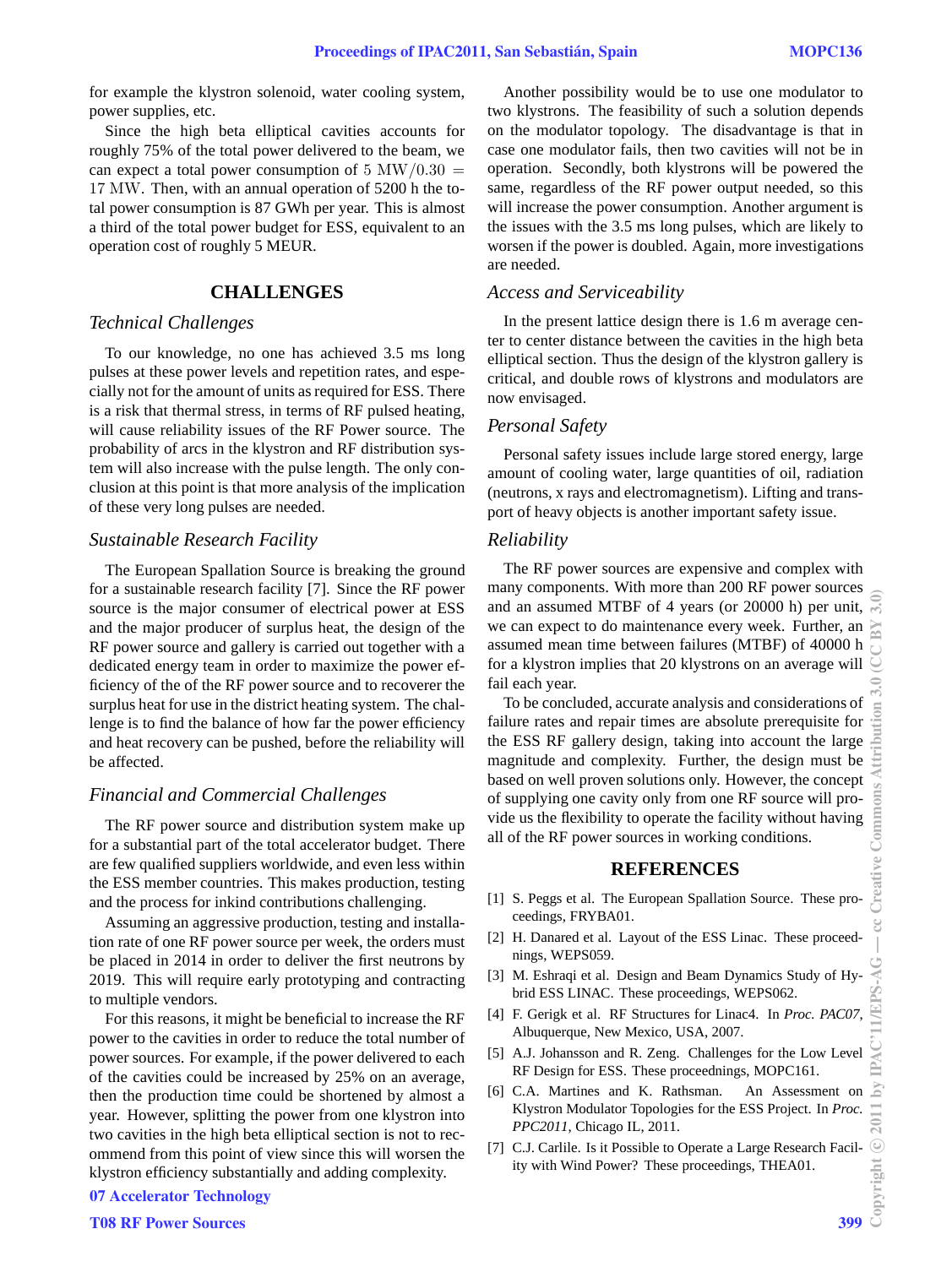for example the klystron solenoid, water cooling system, power supplies, etc.

Since the high beta elliptical cavities accounts for roughly 75% of the total power delivered to the beam, we can expect a total power consumption of $5\ \mathrm{MW}/0.30 = 17\ \mathrm{MW}$. Then, with an annual operation of 5200 h the total power consumption is 87 GWh per year. This is almost a third of the total power budget for ESS, equivalent to an operation cost of roughly 5 MEUR.

## CHALLENGES

### *Technical Challenges*

To our knowledge, no one has achieved 3.5 ms long pulses at these power levels and repetition rates, and especially not for the amount of units as required for ESS. There is a risk that thermal stress, in terms of RF pulsed heating, will cause reliability issues of the RF Power source. The probability of arcs in the klystron and RF distribution system will also increase with the pulse length. The only conclusion at this point is that more analysis of the implication of these very long pulses are needed.

### *Sustainable Research Facility*

The European Spallation Source is breaking the ground for a sustainable research facility [7]. Since the RF power source is the major consumer of electrical power at ESS and the major producer of surplus heat, the design of the RF power source and gallery is carried out together with a dedicated energy team in order to maximize the power efficiency of the of the RF power source and to recoverer the surplus heat for use in the district heating system. The challenge is to find the balance of how far the power efficiency and heat recovery can be pushed, before the reliability will be affected.

### *Financial and Commercial Challenges*

The RF power source and distribution system make up for a substantial part of the total accelerator budget. There are few qualified suppliers worldwide, and even less within the ESS member countries. This makes production, testing and the process for inkind contributions challenging.

Assuming an aggressive production, testing and installation rate of one RF power source per week, the orders must be placed in 2014 in order to deliver the first neutrons by 2019. This will require early prototyping and contracting to multiple vendors.

For this reasons, it might be beneficial to increase the RF power to the cavities in order to reduce the total number of power sources. For example, if the power delivered to each of the cavities could be increased by 25% on an average, then the production time could be shortened by almost a year. However, splitting the power from one klystron into two cavities in the high beta elliptical section is not to recommend from this point of view since this will worsen the klystron efficiency substantially and adding complexity.

Another possibility would be to use one modulator to two klystrons. The feasibility of such a solution depends on the modulator topology. The disadvantage is that in case one modulator fails, then two cavities will not be in operation. Secondly, both klystrons will be powered the same, regardless of the RF power output needed, so this will increase the power consumption. Another argument is the issues with the 3.5 ms long pulses, which are likely to worsen if the power is doubled. Again, more investigations are needed.

### *Access and Serviceability*

In the present lattice design there is 1.6 m average center to center distance between the cavities in the high beta elliptical section. Thus the design of the klystron gallery is critical, and double rows of klystrons and modulators are now envisaged.

### *Personal Safety*

Personal safety issues include large stored energy, large amount of cooling water, large quantities of oil, radiation (neutrons, x rays and electromagnetism). Lifting and transport of heavy objects is another important safety issue.

### *Reliability*

The RF power sources are expensive and complex with many components. With more than 200 RF power sources and an assumed MTBF of 4 years (or 20000 h) per unit, we can expect to do maintenance every week. Further, an assumed mean time between failures (MTBF) of 40000 h for a klystron implies that 20 klystrons on an average will fail each year.

To be concluded, accurate analysis and considerations of failure rates and repair times are absolute prerequisite for the ESS RF gallery design, taking into account the large magnitude and complexity. Further, the design must be based on well proven solutions only. However, the concept of supplying one cavity only from one RF source will provide us the flexibility to operate the facility without having all of the RF power sources in working conditions.

## REFERENCES

[1] S. Peggs et al. The European Spallation Source. These proceedings, FRYBA01.

[2] H. Danared et al. Layout of the ESS Linac. These proceednings, WEPS059.

[3] M. Eshraqi et al. Design and Beam Dynamics Study of Hybrid ESS LINAC. These proceedings, WEPS062.

[4] F. Gerigk et al. RF Structures for Linac4. In *Proc. PAC07*, Albuquerque, New Mexico, USA, 2007.

[5] A.J. Johansson and R. Zeng. Challenges for the Low Level RF Design for ESS. These proceednings, MOPC161.

[6] C.A. Martines and K. Rathsman. An Assessment on Klystron Modulator Topologies for the ESS Project. In *Proc. PPC2011*, Chicago IL, 2011.

[7] C.J. Carlile. Is it Possible to Operate a Large Research Facility with Wind Power? These proceedings, THEA01.